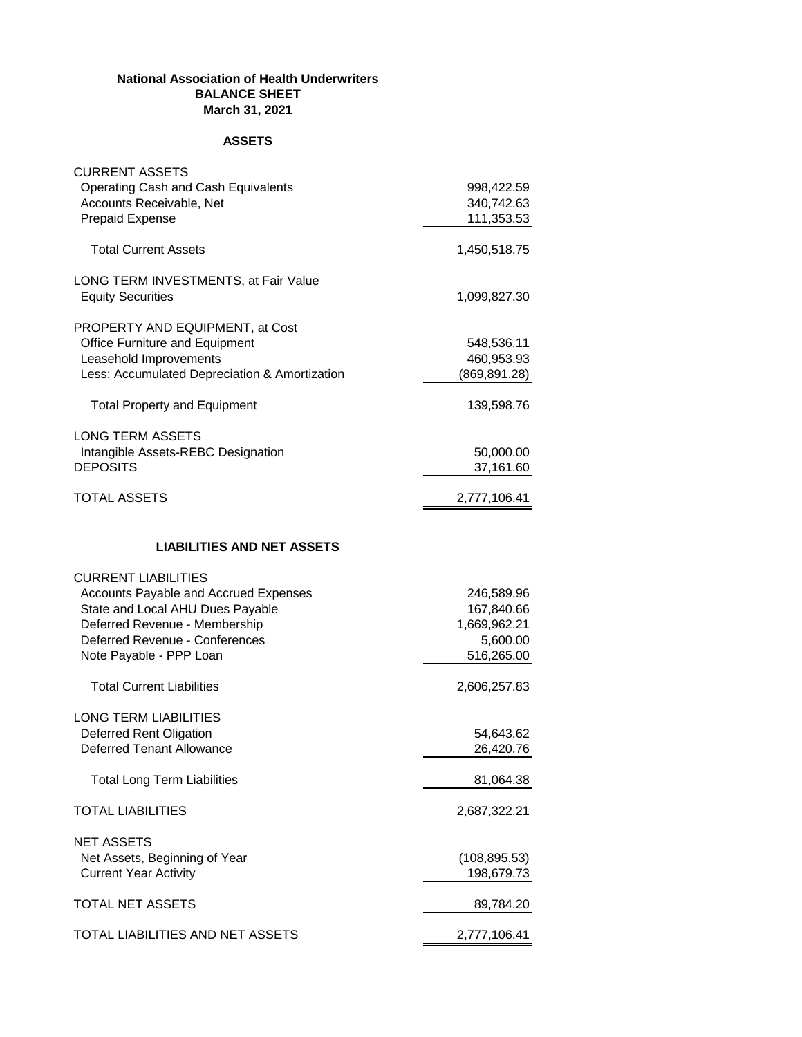**National Association of Health Underwriters**
**BALANCE SHEET**
**March 31, 2021**

**ASSETS**

| | |
|---|---|
| CURRENT ASSETS | |
| Operating Cash and Cash Equivalents | 998,422.59 |
| Accounts Receivable, Net | 340,742.63 |
| Prepaid Expense | 111,353.53 |
| Total Current Assets | 1,450,518.75 |
| LONG TERM INVESTMENTS, at Fair Value | |
| Equity Securities | 1,099,827.30 |
| PROPERTY AND EQUIPMENT, at Cost | |
| Office Furniture and Equipment | 548,536.11 |
| Leasehold Improvements | 460,953.93 |
| Less: Accumulated Depreciation & Amortization | (869,891.28) |
| Total Property and Equipment | 139,598.76 |
| LONG TERM ASSETS | |
| Intangible Assets-REBC Designation | 50,000.00 |
| DEPOSITS | 37,161.60 |
| TOTAL ASSETS | 2,777,106.41 |

**LIABILITIES AND NET ASSETS**

| | |
|---|---|
| CURRENT LIABILITIES | |
| Accounts Payable and Accrued Expenses | 246,589.96 |
| State and Local AHU Dues Payable | 167,840.66 |
| Deferred Revenue - Membership | 1,669,962.21 |
| Deferred Revenue - Conferences | 5,600.00 |
| Note Payable - PPP Loan | 516,265.00 |
| Total Current Liabilities | 2,606,257.83 |
| LONG TERM LIABILITIES | |
| Deferred Rent Oligation | 54,643.62 |
| Deferred Tenant Allowance | 26,420.76 |
| Total Long Term Liabilities | 81,064.38 |
| TOTAL LIABILITIES | 2,687,322.21 |
| NET ASSETS | |
| Net Assets, Beginning of Year | (108,895.53) |
| Current Year Activity | 198,679.73 |
| TOTAL NET ASSETS | 89,784.20 |
| TOTAL LIABILITIES AND NET ASSETS | 2,777,106.41 |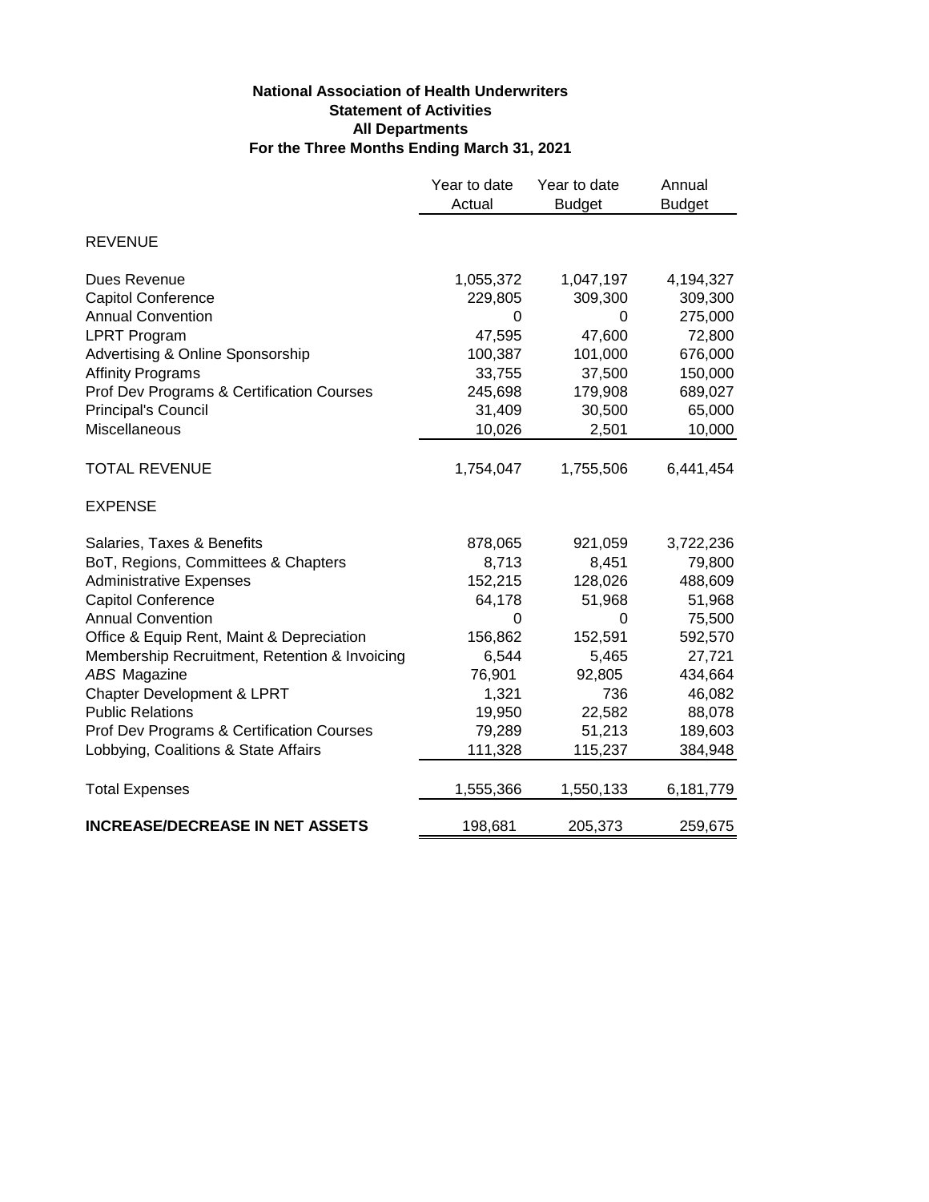# National Association of Health Underwriters
## Statement of Activities
## All Departments
## For the Three Months Ending March 31, 2021

| | Year to date Actual | Year to date Budget | Annual Budget |
|---|---|---|---|
| REVENUE | | | |
| Dues Revenue | 1,055,372 | 1,047,197 | 4,194,327 |
| Capitol Conference | 229,805 | 309,300 | 309,300 |
| Annual Convention | 0 | 0 | 275,000 |
| LPRT Program | 47,595 | 47,600 | 72,800 |
| Advertising & Online Sponsorship | 100,387 | 101,000 | 676,000 |
| Affinity Programs | 33,755 | 37,500 | 150,000 |
| Prof Dev Programs & Certification Courses | 245,698 | 179,908 | 689,027 |
| Principal's Council | 31,409 | 30,500 | 65,000 |
| Miscellaneous | 10,026 | 2,501 | 10,000 |
| TOTAL REVENUE | 1,754,047 | 1,755,506 | 6,441,454 |
| EXPENSE | | | |
| Salaries, Taxes & Benefits | 878,065 | 921,059 | 3,722,236 |
| BoT, Regions, Committees & Chapters | 8,713 | 8,451 | 79,800 |
| Administrative Expenses | 152,215 | 128,026 | 488,609 |
| Capitol Conference | 64,178 | 51,968 | 51,968 |
| Annual Convention | 0 | 0 | 75,500 |
| Office & Equip Rent, Maint & Depreciation | 156,862 | 152,591 | 592,570 |
| Membership Recruitment, Retention & Invoicing | 6,544 | 5,465 | 27,721 |
| *ABS* Magazine | 76,901 | 92,805 | 434,664 |
| Chapter Development & LPRT | 1,321 | 736 | 46,082 |
| Public Relations | 19,950 | 22,582 | 88,078 |
| Prof Dev Programs & Certification Courses | 79,289 | 51,213 | 189,603 |
| Lobbying, Coalitions & State Affairs | 111,328 | 115,237 | 384,948 |
| Total Expenses | 1,555,366 | 1,550,133 | 6,181,779 |
| **INCREASE/DECREASE IN NET ASSETS** | 198,681 | 205,373 | 259,675 |